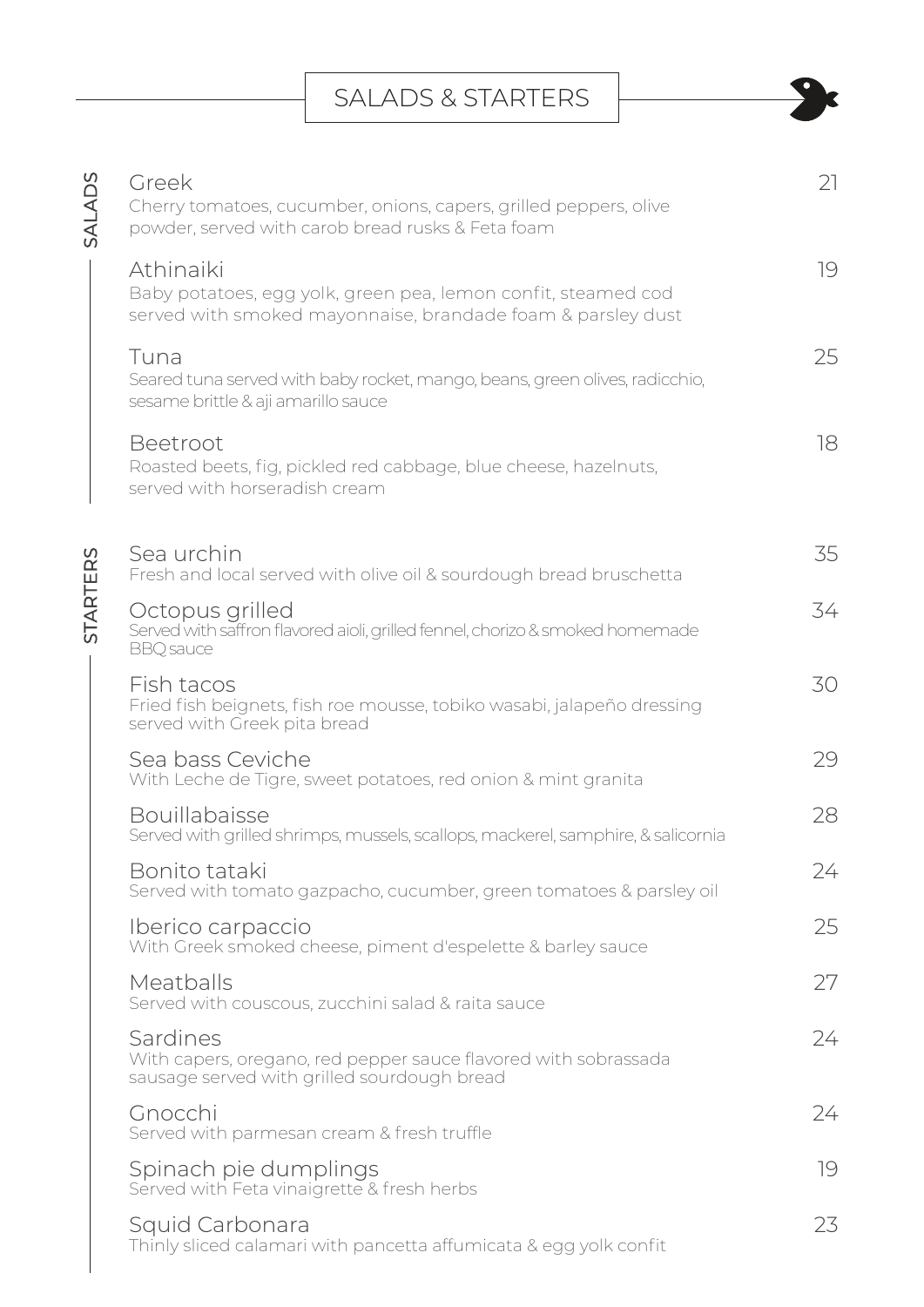# SALADS & STARTERS

## SALADS

**Greek** — 21
Cherry tomatoes, cucumber, onions, capers, grilled peppers, olive powder, served with carob bread rusks & Feta foam

**Athinaiki** — 19
Baby potatoes, egg yolk, green pea, lemon confit, steamed cod served with smoked mayonnaise, brandade foam & parsley dust

**Tuna** — 25
Seared tuna served with baby rocket, mango, beans, green olives, radicchio, sesame brittle & aji amarillo sauce

**Beetroot** — 18
Roasted beets, fig, pickled red cabbage, blue cheese, hazelnuts, served with horseradish cream

## STARTERS

**Sea urchin** — 35
Fresh and local served with olive oil & sourdough bread bruschetta

**Octopus grilled** — 34
Served with saffron flavored aioli, grilled fennel, chorizo & smoked homemade BBQ sauce

**Fish tacos** — 30
Fried fish beignets, fish roe mousse, tobiko wasabi, jalapeño dressing served with Greek pita bread

**Sea bass Ceviche** — 29
With Leche de Tigre, sweet potatoes, red onion & mint granita

**Bouillabaisse** — 28
Served with grilled shrimps, mussels, scallops, mackerel, samphire, & salicornia

**Bonito tataki** — 24
Served with tomato gazpacho, cucumber, green tomatoes & parsley oil

**Iberico carpaccio** — 25
With Greek smoked cheese, piment d'espelette & barley sauce

**Meatballs** — 27
Served with couscous, zucchini salad & raita sauce

**Sardines** — 24
With capers, oregano, red pepper sauce flavored with sobrassada sausage served with grilled sourdough bread

**Gnocchi** — 24
Served with parmesan cream & fresh truffle

**Spinach pie dumplings** — 19
Served with Feta vinaigrette & fresh herbs

**Squid Carbonara** — 23
Thinly sliced calamari with pancetta affumicata & egg yolk confit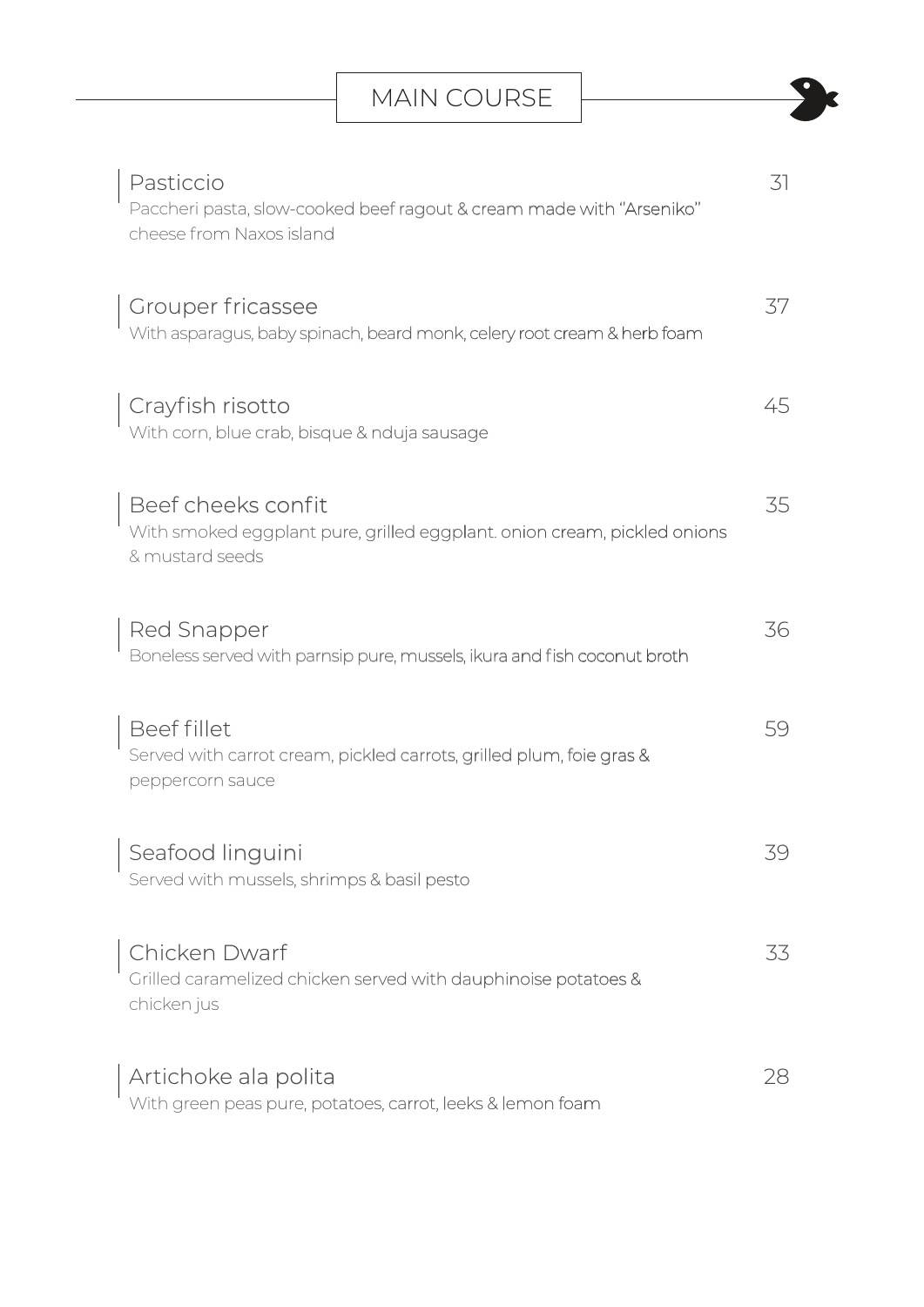# MAIN COURSE

**Pasticcio** — 31
Paccheri pasta, slow-cooked beef ragout & cream made with "Arseniko" cheese from Naxos island

**Grouper fricassee** — 37
With asparagus, baby spinach, beard monk, celery root cream & herb foam

**Crayfish risotto** — 45
With corn, blue crab, bisque & nduja sausage

**Beef cheeks confit** — 35
With smoked eggplant pure, grilled eggplant. onion cream, pickled onions & mustard seeds

**Red Snapper** — 36
Boneless served with parnsip pure, mussels, ikura and fish coconut broth

**Beef fillet** — 59
Served with carrot cream, pickled carrots, grilled plum, foie gras & peppercorn sauce

**Seafood linguini** — 39
Served with mussels, shrimps & basil pesto

**Chicken Dwarf** — 33
Grilled caramelized chicken served with dauphinoise potatoes & chicken jus

**Artichoke ala polita** — 28
With green peas pure, potatoes, carrot, leeks & lemon foam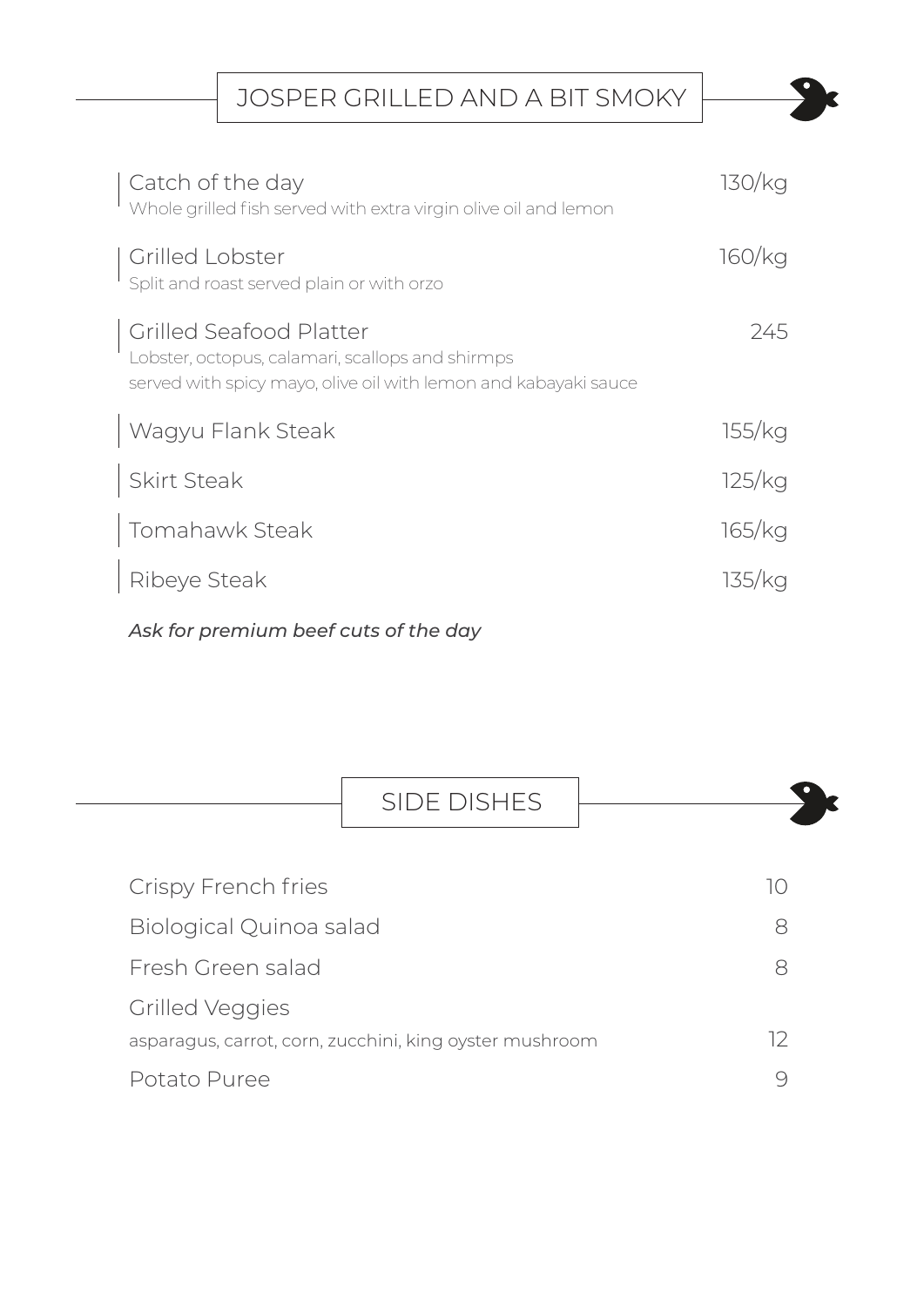## JOSPER GRILLED AND A BIT SMOKY

**Catch of the day** — 130/kg
Whole grilled fish served with extra virgin olive oil and lemon

**Grilled Lobster** — 160/kg
Split and roast served plain or with orzo

**Grilled Seafood Platter** — 245
Lobster, octopus, calamari, scallops and shirmps
served with spicy mayo, olive oil with lemon and kabayaki sauce

**Wagyu Flank Steak** — 155/kg

**Skirt Steak** — 125/kg

**Tomahawk Steak** — 165/kg

**Ribeye Steak** — 135/kg

***Ask for premium beef cuts of the day***

## SIDE DISHES

| Item | Price |
|---|---|
| Crispy French fries | 10 |
| Biological Quinoa salad | 8 |
| Fresh Green salad | 8 |
| Grilled Veggies<br>asparagus, carrot, corn, zucchini, king oyster mushroom | 12 |
| Potato Puree | 9 |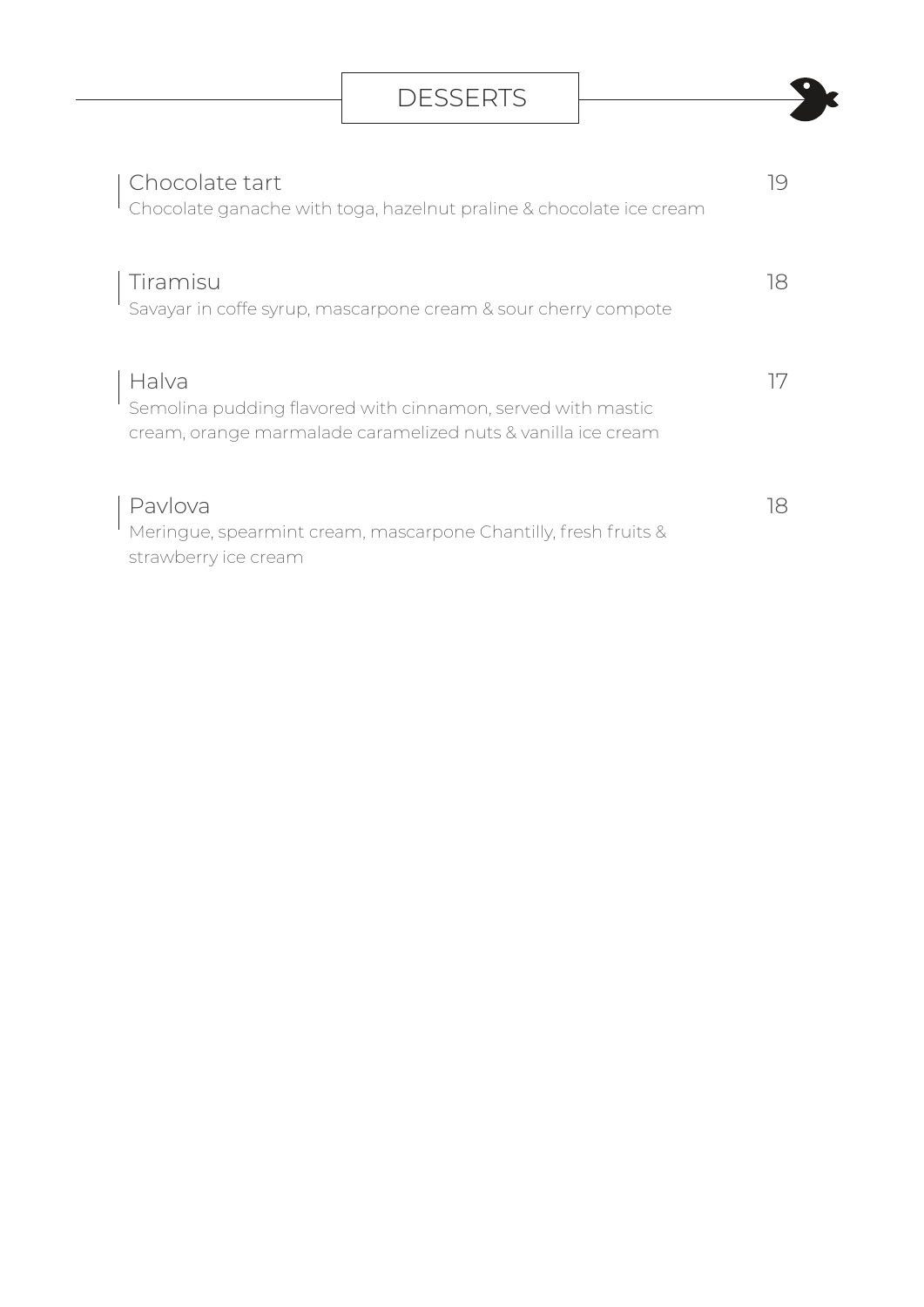# DESSERTS

**Chocolate tart** 19
Chocolate ganache with toga, hazelnut praline & chocolate ice cream

**Tiramisu** 18
Savayar in coffe syrup, mascarpone cream & sour cherry compote

**Halva** 17
Semolina pudding flavored with cinnamon, served with mastic cream, orange marmalade caramelized nuts & vanilla ice cream

**Pavlova** 18
Meringue, spearmint cream, mascarpone Chantilly, fresh fruits & strawberry ice cream